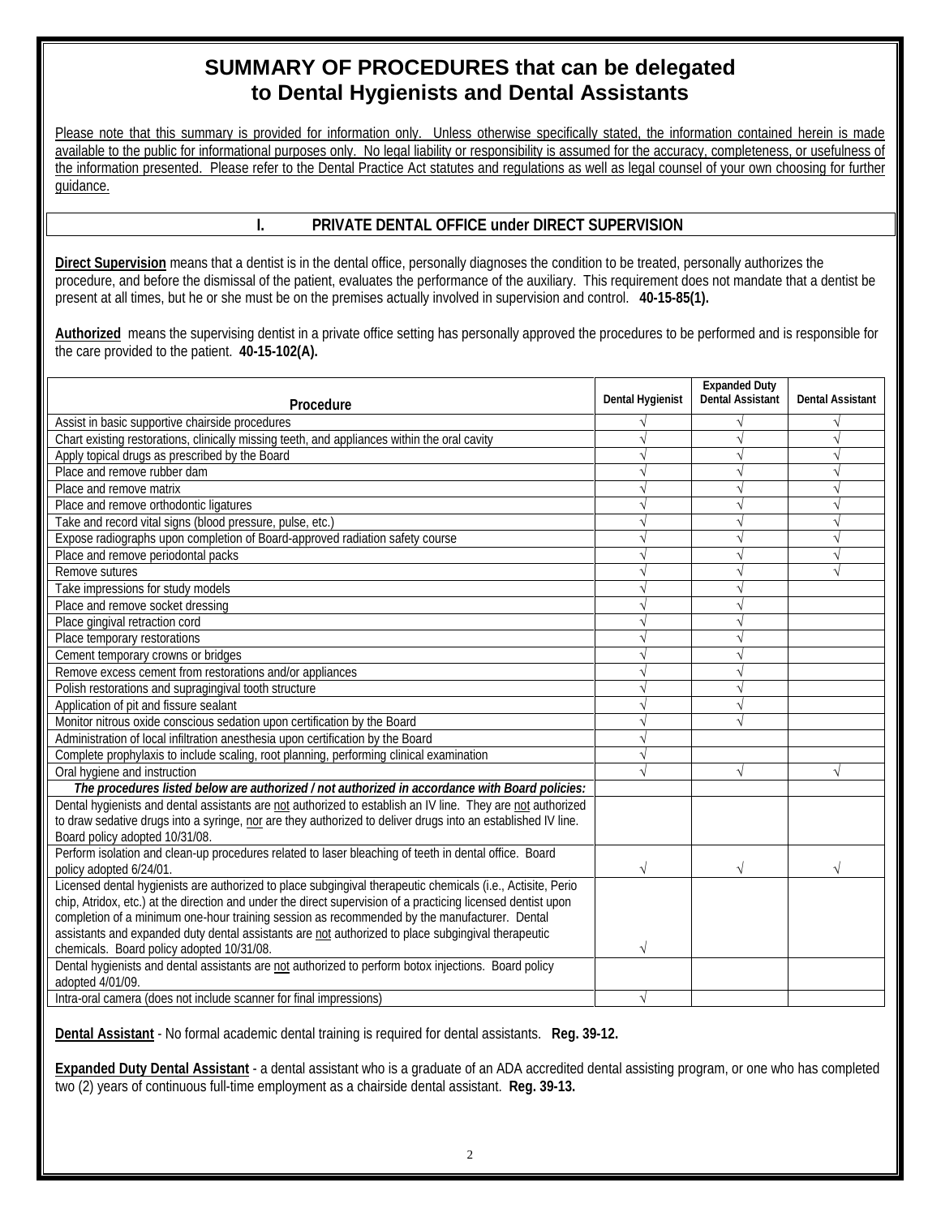# SUMMARY OF PROCEDURES that can be delegated to Dental Hygienists and Dental Assistants

Please note that this summary is provided for information only. Unless otherwise specifically stated, the information contained herein is made available to the public for informational purposes only. No legal liability or responsibility is assumed for the accuracy, completeness, or usefulness of the information presented. Please refer to the Dental Practice Act statutes and regulations as well as legal counsel of your own choosing for further guidance.

## I. PRIVATE DENTAL OFFICE under DIRECT SUPERVISION

**Direct Supervision** means that a dentist is in the dental office, personally diagnoses the condition to be treated, personally authorizes the procedure, and before the dismissal of the patient, evaluates the performance of the auxiliary. This requirement does not mandate that a dentist be present at all times, but he or she must be on the premises actually involved in supervision and control. **40-15-85(1).**

**Authorized** means the supervising dentist in a private office setting has personally approved the procedures to be performed and is responsible for the care provided to the patient. **40-15-102(A).**

| Procedure | Dental Hygienist | Expanded Duty Dental Assistant | Dental Assistant |
|---|---|---|---|
| Assist in basic supportive chairside procedures | √ | √ | √ |
| Chart existing restorations, clinically missing teeth, and appliances within the oral cavity | √ | √ | √ |
| Apply topical drugs as prescribed by the Board | √ | √ | √ |
| Place and remove rubber dam | √ | √ | √ |
| Place and remove matrix | √ | √ | √ |
| Place and remove orthodontic ligatures | √ | √ | √ |
| Take and record vital signs (blood pressure, pulse, etc.) | √ | √ | √ |
| Expose radiographs upon completion of Board-approved radiation safety course | √ | √ | √ |
| Place and remove periodontal packs | √ | √ | √ |
| Remove sutures | √ | √ | √ |
| Take impressions for study models | √ | √ | |
| Place and remove socket dressing | √ | √ | |
| Place gingival retraction cord | √ | √ | |
| Place temporary restorations | √ | √ | |
| Cement temporary crowns or bridges | √ | √ | |
| Remove excess cement from restorations and/or appliances | √ | √ | |
| Polish restorations and supragingival tooth structure | √ | √ | |
| Application of pit and fissure sealant | √ | √ | |
| Monitor nitrous oxide conscious sedation upon certification by the Board | √ | √ | |
| Administration of local infiltration anesthesia upon certification by the Board | √ | | |
| Complete prophylaxis to include scaling, root planning, performing clinical examination | √ | | |
| Oral hygiene and instruction | √ | √ | √ |
| ***The procedures listed below are authorized / not authorized in accordance with Board policies:*** | | | |
| Dental hygienists and dental assistants are not authorized to establish an IV line. They are not authorized to draw sedative drugs into a syringe, nor are they authorized to deliver drugs into an established IV line. Board policy adopted 10/31/08. | | | |
| Perform isolation and clean-up procedures related to laser bleaching of teeth in dental office. Board policy adopted 6/24/01. | √ | √ | √ |
| Licensed dental hygienists are authorized to place subgingival therapeutic chemicals (i.e., Actisite, Perio chip, Atridox, etc.) at the direction and under the direct supervision of a practicing licensed dentist upon completion of a minimum one-hour training session as recommended by the manufacturer. Dental assistants and expanded duty dental assistants are not authorized to place subgingival therapeutic chemicals. Board policy adopted 10/31/08. | √ | | |
| Dental hygienists and dental assistants are not authorized to perform botox injections. Board policy adopted 4/01/09. | | | |
| Intra-oral camera (does not include scanner for final impressions) | √ | | |

**Dental Assistant** - No formal academic dental training is required for dental assistants. **Reg. 39-12.**

**Expanded Duty Dental Assistant** - a dental assistant who is a graduate of an ADA accredited dental assisting program, or one who has completed two (2) years of continuous full-time employment as a chairside dental assistant. **Reg. 39-13.**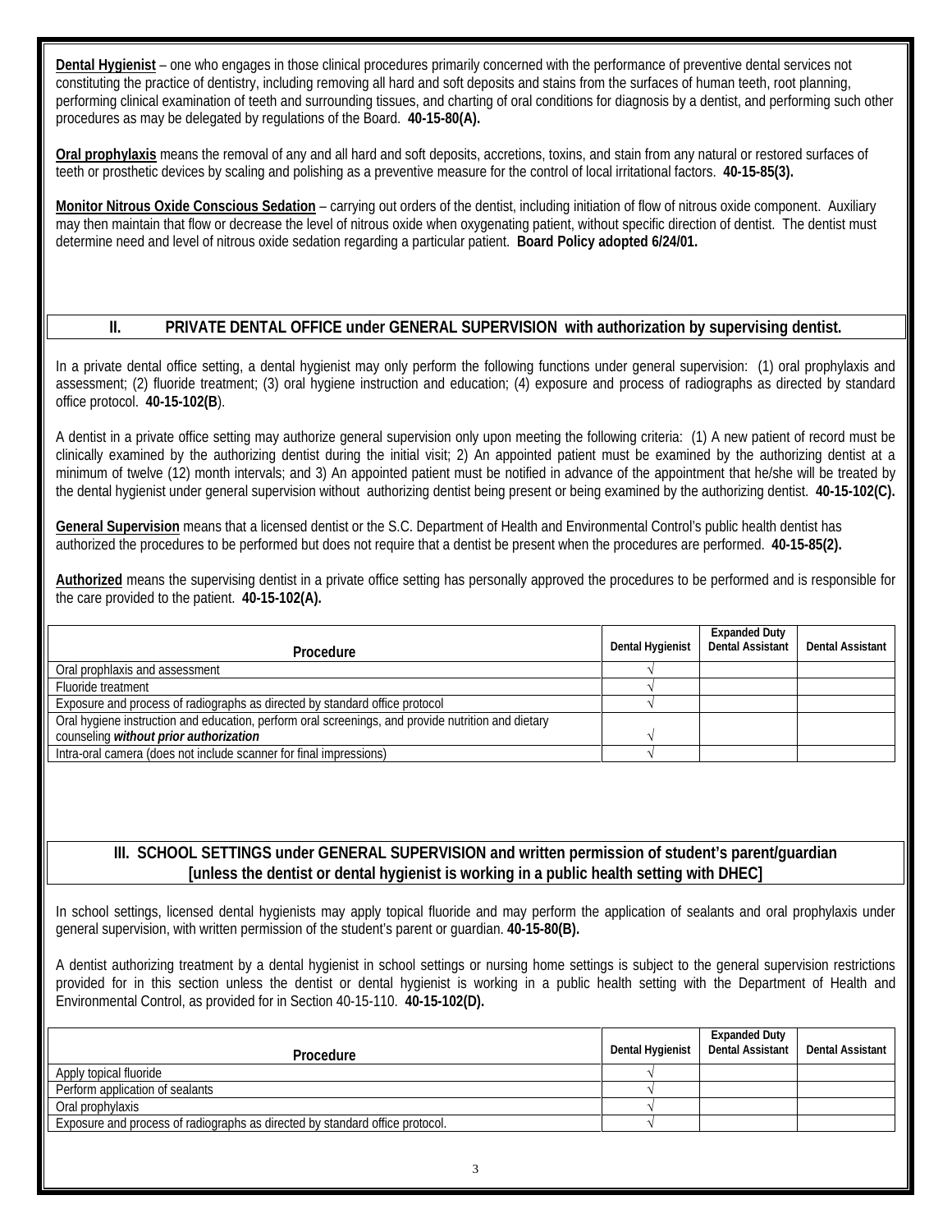**Dental Hygienist** – one who engages in those clinical procedures primarily concerned with the performance of preventive dental services not constituting the practice of dentistry, including removing all hard and soft deposits and stains from the surfaces of human teeth, root planning, performing clinical examination of teeth and surrounding tissues, and charting of oral conditions for diagnosis by a dentist, and performing such other procedures as may be delegated by regulations of the Board. **40-15-80(A).**

**Oral prophylaxis** means the removal of any and all hard and soft deposits, accretions, toxins, and stain from any natural or restored surfaces of teeth or prosthetic devices by scaling and polishing as a preventive measure for the control of local irritational factors. **40-15-85(3).**

**Monitor Nitrous Oxide Conscious Sedation** – carrying out orders of the dentist, including initiation of flow of nitrous oxide component. Auxiliary may then maintain that flow or decrease the level of nitrous oxide when oxygenating patient, without specific direction of dentist. The dentist must determine need and level of nitrous oxide sedation regarding a particular patient. **Board Policy adopted 6/24/01.**

## II. PRIVATE DENTAL OFFICE under GENERAL SUPERVISION with authorization by supervising dentist.

In a private dental office setting, a dental hygienist may only perform the following functions under general supervision: (1) oral prophylaxis and assessment; (2) fluoride treatment; (3) oral hygiene instruction and education; (4) exposure and process of radiographs as directed by standard office protocol. **40-15-102(B**).

A dentist in a private office setting may authorize general supervision only upon meeting the following criteria: (1) A new patient of record must be clinically examined by the authorizing dentist during the initial visit; 2) An appointed patient must be examined by the authorizing dentist at a minimum of twelve (12) month intervals; and 3) An appointed patient must be notified in advance of the appointment that he/she will be treated by the dental hygienist under general supervision without authorizing dentist being present or being examined by the authorizing dentist. **40-15-102(C).**

**General Supervision** means that a licensed dentist or the S.C. Department of Health and Environmental Control's public health dentist has authorized the procedures to be performed but does not require that a dentist be present when the procedures are performed. **40-15-85(2).**

**Authorized** means the supervising dentist in a private office setting has personally approved the procedures to be performed and is responsible for the care provided to the patient. **40-15-102(A).**

| Procedure | Dental Hygienist | Expanded Duty Dental Assistant | Dental Assistant |
|---|---|---|---|
| Oral prophylaxis and assessment | √ | | |
| Fluoride treatment | √ | | |
| Exposure and process of radiographs as directed by standard office protocol | √ | | |
| Oral hygiene instruction and education, perform oral screenings, and provide nutrition and dietary counseling ***without prior authorization*** | √ | | |
| Intra-oral camera (does not include scanner for final impressions) | √ | | |

## III. SCHOOL SETTINGS under GENERAL SUPERVISION and written permission of student's parent/guardian [unless the dentist or dental hygienist is working in a public health setting with DHEC]

In school settings, licensed dental hygienists may apply topical fluoride and may perform the application of sealants and oral prophylaxis under general supervision, with written permission of the student's parent or guardian. **40-15-80(B).**

A dentist authorizing treatment by a dental hygienist in school settings or nursing home settings is subject to the general supervision restrictions provided for in this section unless the dentist or dental hygienist is working in a public health setting with the Department of Health and Environmental Control, as provided for in Section 40-15-110. **40-15-102(D).**

| Procedure | Dental Hygienist | Expanded Duty Dental Assistant | Dental Assistant |
|---|---|---|---|
| Apply topical fluoride | √ | | |
| Perform application of sealants | √ | | |
| Oral prophylaxis | √ | | |
| Exposure and process of radiographs as directed by standard office protocol. | √ | | |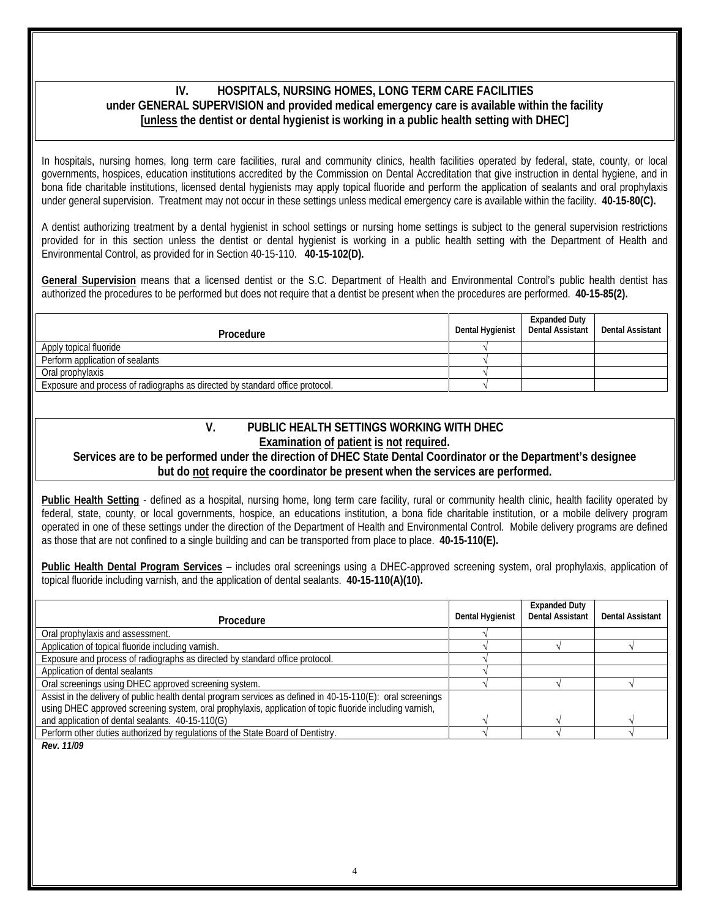## IV. HOSPITALS, NURSING HOMES, LONG TERM CARE FACILITIES under GENERAL SUPERVISION and provided medical emergency care is available within the facility [unless the dentist or dental hygienist is working in a public health setting with DHEC]

In hospitals, nursing homes, long term care facilities, rural and community clinics, health facilities operated by federal, state, county, or local governments, hospices, education institutions accredited by the Commission on Dental Accreditation that give instruction in dental hygiene, and in bona fide charitable institutions, licensed dental hygienists may apply topical fluoride and perform the application of sealants and oral prophylaxis under general supervision. Treatment may not occur in these settings unless medical emergency care is available within the facility. **40-15-80(C).**

A dentist authorizing treatment by a dental hygienist in school settings or nursing home settings is subject to the general supervision restrictions provided for in this section unless the dentist or dental hygienist is working in a public health setting with the Department of Health and Environmental Control, as provided for in Section 40-15-110. **40-15-102(D).**

**General Supervision** means that a licensed dentist or the S.C. Department of Health and Environmental Control's public health dentist has authorized the procedures to be performed but does not require that a dentist be present when the procedures are performed. **40-15-85(2).**

| Procedure | Dental Hygienist | Expanded Duty Dental Assistant | Dental Assistant |
|---|---|---|---|
| Apply topical fluoride | √ | | |
| Perform application of sealants | √ | | |
| Oral prophylaxis | √ | | |
| Exposure and process of radiographs as directed by standard office protocol. | √ | | |

## V. PUBLIC HEALTH SETTINGS WORKING WITH DHEC

**Examination of patient is not required.**

**Services are to be performed under the direction of DHEC State Dental Coordinator or the Department's designee but do not require the coordinator be present when the services are performed.**

**Public Health Setting** - defined as a hospital, nursing home, long term care facility, rural or community health clinic, health facility operated by federal, state, county, or local governments, hospice, an educations institution, a bona fide charitable institution, or a mobile delivery program operated in one of these settings under the direction of the Department of Health and Environmental Control. Mobile delivery programs are defined as those that are not confined to a single building and can be transported from place to place. **40-15-110(E).**

**Public Health Dental Program Services** – includes oral screenings using a DHEC-approved screening system, oral prophylaxis, application of topical fluoride including varnish, and the application of dental sealants. **40-15-110(A)(10).**

| Procedure | Dental Hygienist | Expanded Duty Dental Assistant | Dental Assistant |
|---|---|---|---|
| Oral prophylaxis and assessment. | √ | | |
| Application of topical fluoride including varnish. | √ | √ | √ |
| Exposure and process of radiographs as directed by standard office protocol. | √ | | |
| Application of dental sealants | √ | | |
| Oral screenings using DHEC approved screening system. | √ | √ | √ |
| Assist in the delivery of public health dental program services as defined in 40-15-110(E): oral screenings using DHEC approved screening system, oral prophylaxis, application of topic fluoride including varnish, and application of dental sealants. 40-15-110(G) | √ | √ | √ |
| Perform other duties authorized by regulations of the State Board of Dentistry. | √ | √ | √ |

***Rev. 11/09***